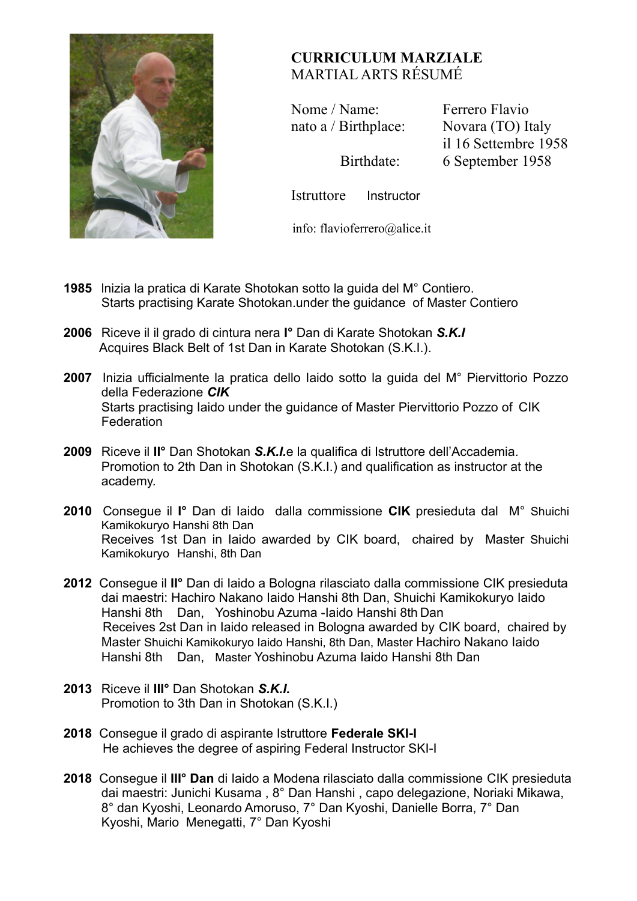**CURRICULUM MARZIALE**
MARTIAL ARTS RÉSUMÉ

Nome / Name: Ferrero Flavio
nato a / Birthplace: Novara (TO) Italy
il 16 Settembre 1958
Birthdate: 6 September 1958

Istruttore Instructor

info: flavioferrero@alice.it

**1985** Inizia la pratica di Karate Shotokan sotto la guida del M° Contiero.
Starts practising Karate Shotokan.under the guidance of Master Contiero

**2006** Riceve il il grado di cintura nera **I°** Dan di Karate Shotokan ***S.K.I***
Acquires Black Belt of 1st Dan in Karate Shotokan (S.K.I.).

**2007** Inizia ufficialmente la pratica dello Iaido sotto la guida del M° Piervittorio Pozzo della Federazione ***CIK***
Starts practising Iaido under the guidance of Master Piervittorio Pozzo of CIK Federation

**2009** Riceve il **II°** Dan Shotokan ***S.K.I.***e la qualifica di Istruttore dell'Accademia.
Promotion to 2th Dan in Shotokan (S.K.I.) and qualification as instructor at the academy.

**2010** Consegue il **I°** Dan di Iaido dalla commissione **CIK** presieduta dal M° Shuichi Kamikokuryo Hanshi 8th Dan
Receives 1st Dan in Iaido awarded by CIK board, chaired by Master Shuichi Kamikokuryo Hanshi, 8th Dan

**2012** Consegue il **II°** Dan di Iaido a Bologna rilasciato dalla commissione CIK presieduta dai maestri: Hachiro Nakano Iaido Hanshi 8th Dan, Shuichi Kamikokuryo Iaido Hanshi 8th Dan, Yoshinobu Azuma -Iaido Hanshi 8th Dan
Receives 2st Dan in Iaido released in Bologna awarded by CIK board, chaired by Master Shuichi Kamikokuryo Iaido Hanshi, 8th Dan, Master Hachiro Nakano Iaido Hanshi 8th Dan, Master Yoshinobu Azuma Iaido Hanshi 8th Dan

**2013** Riceve il **III°** Dan Shotokan ***S.K.I.***
Promotion to 3th Dan in Shotokan (S.K.I.)

**2018** Consegue il grado di aspirante Istruttore **Federale SKI-I**
He achieves the degree of aspiring Federal Instructor SKI-I

**2018** Consegue il **III° Dan** di Iaido a Modena rilasciato dalla commissione CIK presieduta dai maestri: Junichi Kusama , 8° Dan Hanshi , capo delegazione, Noriaki Mikawa, 8° dan Kyoshi, Leonardo Amoruso, 7° Dan Kyoshi, Danielle Borra, 7° Dan Kyoshi, Mario Menegatti, 7° Dan Kyoshi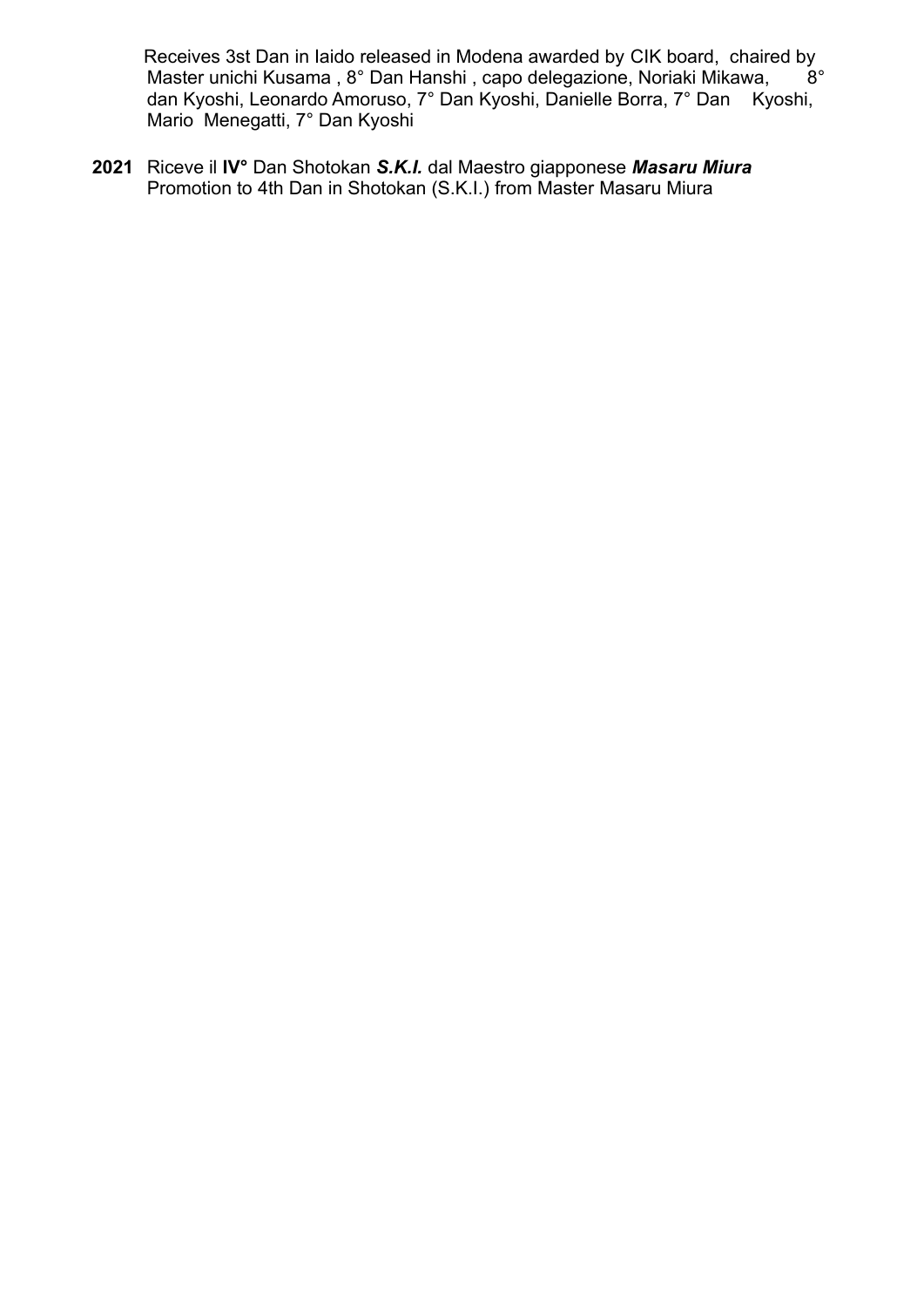Receives 3st Dan in Iaido released in Modena awarded by CIK board, chaired by Master unichi Kusama , 8° Dan Hanshi , capo delegazione, Noriaki Mikawa, 8° dan Kyoshi, Leonardo Amoruso, 7° Dan Kyoshi, Danielle Borra, 7° Dan Kyoshi, Mario Menegatti, 7° Dan Kyoshi

**2021** Riceve il **IV°** Dan Shotokan ***S.K.I.*** dal Maestro giapponese ***Masaru Miura***
Promotion to 4th Dan in Shotokan (S.K.I.) from Master Masaru Miura